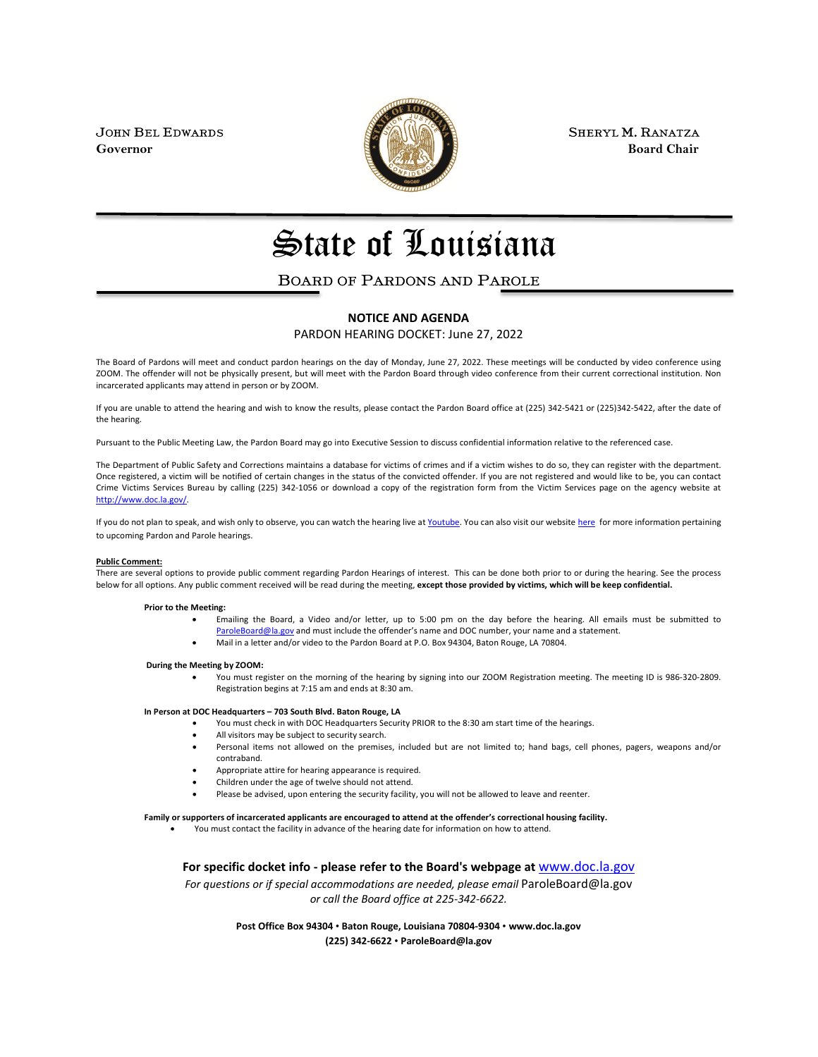JOHN BEL EDWARDS
**Governor**

SHERYL M. RANATZA
**Board Chair**

# State of Louisiana

## BOARD OF PARDONS AND PAROLE

**NOTICE AND AGENDA**

PARDON HEARING DOCKET: June 27, 2022

The Board of Pardons will meet and conduct pardon hearings on the day of Monday, June 27, 2022. These meetings will be conducted by video conference using ZOOM. The offender will not be physically present, but will meet with the Pardon Board through video conference from their current correctional institution. Non incarcerated applicants may attend in person or by ZOOM.

If you are unable to attend the hearing and wish to know the results, please contact the Pardon Board office at (225) 342-5421 or (225)342-5422, after the date of the hearing.

Pursuant to the Public Meeting Law, the Pardon Board may go into Executive Session to discuss confidential information relative to the referenced case.

The Department of Public Safety and Corrections maintains a database for victims of crimes and if a victim wishes to do so, they can register with the department. Once registered, a victim will be notified of certain changes in the status of the convicted offender. If you are not registered and would like to be, you can contact Crime Victims Services Bureau by calling (225) 342-1056 or download a copy of the registration form from the Victim Services page on the agency website at http://www.doc.la.gov/.

If you do not plan to speak, and wish only to observe, you can watch the hearing live at Youtube. You can also visit our website here for more information pertaining to upcoming Pardon and Parole hearings.

**Public Comment:**

There are several options to provide public comment regarding Pardon Hearings of interest. This can be done both prior to or during the hearing. See the process below for all options. Any public comment received will be read during the meeting, **except those provided by victims, which will be keep confidential.**

**Prior to the Meeting:**

- Emailing the Board, a Video and/or letter, up to 5:00 pm on the day before the hearing. All emails must be submitted to ParoleBoard@la.gov and must include the offender's name and DOC number, your name and a statement.
- Mail in a letter and/or video to the Pardon Board at P.O. Box 94304, Baton Rouge, LA 70804.

**During the Meeting by ZOOM:**

- You must register on the morning of the hearing by signing into our ZOOM Registration meeting. The meeting ID is 986-320-2809. Registration begins at 7:15 am and ends at 8:30 am.

**In Person at DOC Headquarters – 703 South Blvd. Baton Rouge, LA**

- You must check in with DOC Headquarters Security PRIOR to the 8:30 am start time of the hearings.
- All visitors may be subject to security search.
- Personal items not allowed on the premises, included but are not limited to; hand bags, cell phones, pagers, weapons and/or contraband.
- Appropriate attire for hearing appearance is required.
- Children under the age of twelve should not attend.
- Please be advised, upon entering the security facility, you will not be allowed to leave and reenter.

**Family or supporters of incarcerated applicants are encouraged to attend at the offender's correctional housing facility.**

- You must contact the facility in advance of the hearing date for information on how to attend.

**For specific docket info - please refer to the Board's webpage at www.doc.la.gov**

*For questions or if special accommodations are needed, please email* ParoleBoard@la.gov *or call the Board office at 225-342-6622.*

**Post Office Box 94304 • Baton Rouge, Louisiana 70804-9304 • www.doc.la.gov**
**(225) 342-6622 • ParoleBoard@la.gov**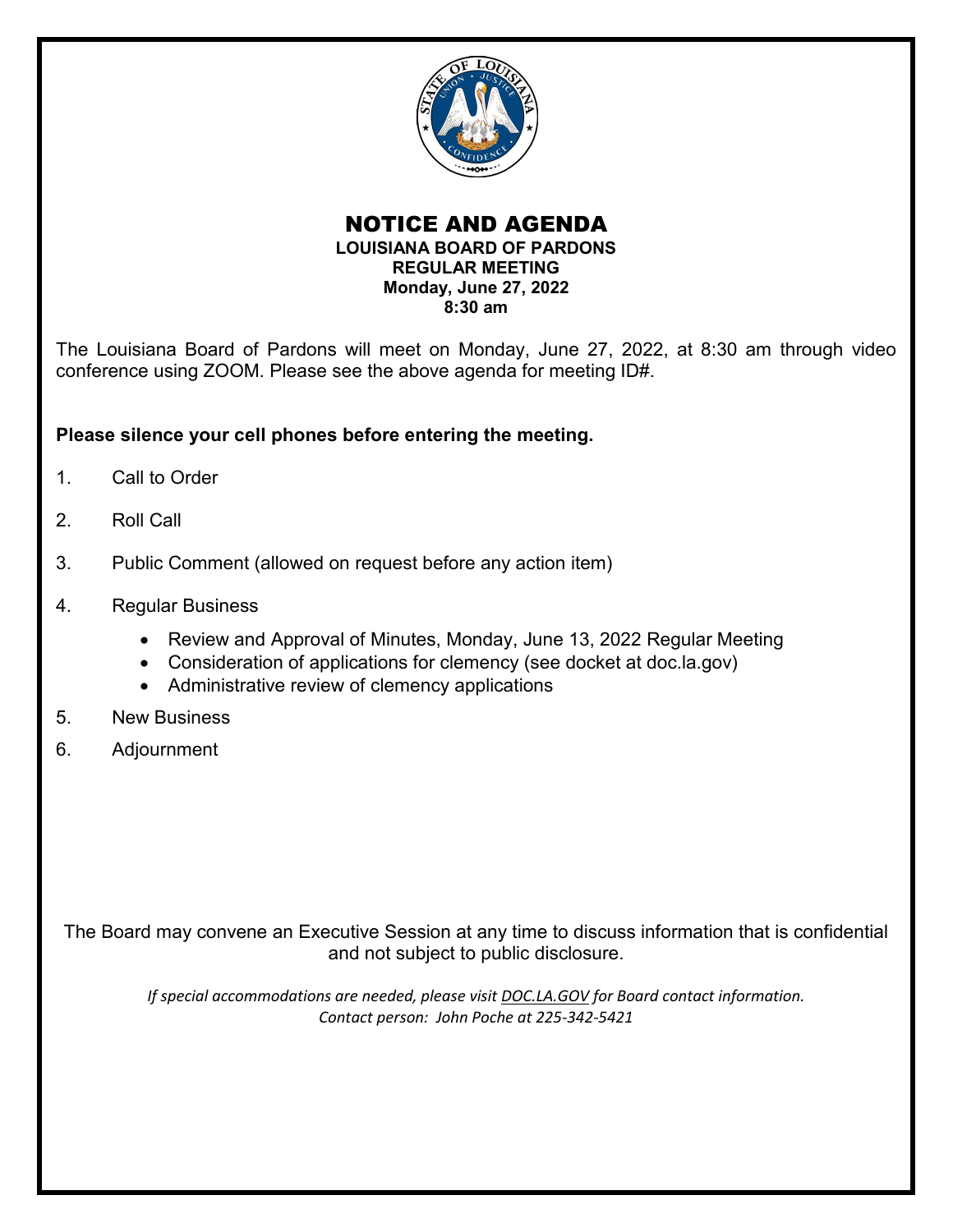# NOTICE AND AGENDA

**LOUISIANA BOARD OF PARDONS**
**REGULAR MEETING**
**Monday, June 27, 2022**
**8:30 am**

The Louisiana Board of Pardons will meet on Monday, June 27, 2022, at 8:30 am through video conference using ZOOM. Please see the above agenda for meeting ID#.

**Please silence your cell phones before entering the meeting.**

1. Call to Order
2. Roll Call
3. Public Comment (allowed on request before any action item)
4. Regular Business
   - Review and Approval of Minutes, Monday, June 13, 2022 Regular Meeting
   - Consideration of applications for clemency (see docket at doc.la.gov)
   - Administrative review of clemency applications
5. New Business
6. Adjournment

The Board may convene an Executive Session at any time to discuss information that is confidential and not subject to public disclosure.

*If special accommodations are needed, please visit DOC.LA.GOV for Board contact information.*
*Contact person: John Poche at 225-342-5421*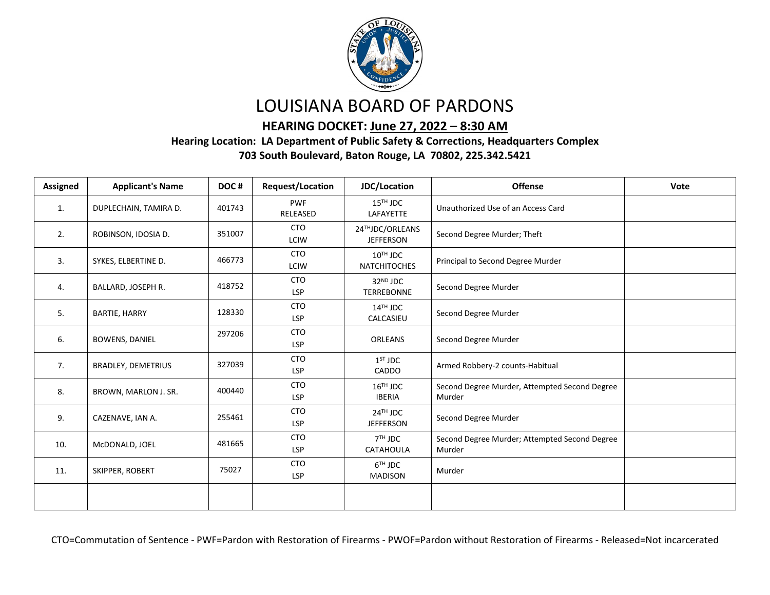# LOUISIANA BOARD OF PARDONS

**HEARING DOCKET: June 27, 2022 – 8:30 AM**

**Hearing Location: LA Department of Public Safety & Corrections, Headquarters Complex**
**703 South Boulevard, Baton Rouge, LA 70802, 225.342.5421**

| Assigned | Applicant's Name | DOC # | Request/Location | JDC/Location | Offense | Vote |
|---|---|---|---|---|---|---|
| 1. | DUPLECHAIN, TAMIRA D. | 401743 | PWF RELEASED | 15TH JDC LAFAYETTE | Unauthorized Use of an Access Card | |
| 2. | ROBINSON, IDOSIA D. | 351007 | CTO LCIW | 24THJDC/ORLEANS JEFFERSON | Second Degree Murder; Theft | |
| 3. | SYKES, ELBERTINE D. | 466773 | CTO LCIW | 10TH JDC NATCHITOCHES | Principal to Second Degree Murder | |
| 4. | BALLARD, JOSEPH R. | 418752 | CTO LSP | 32ND JDC TERREBONNE | Second Degree Murder | |
| 5. | BARTIE, HARRY | 128330 | CTO LSP | 14TH JDC CALCASIEU | Second Degree Murder | |
| 6. | BOWENS, DANIEL | 297206 | CTO LSP | ORLEANS | Second Degree Murder | |
| 7. | BRADLEY, DEMETRIUS | 327039 | CTO LSP | 1ST JDC CADDO | Armed Robbery-2 counts-Habitual | |
| 8. | BROWN, MARLON J. SR. | 400440 | CTO LSP | 16TH JDC IBERIA | Second Degree Murder, Attempted Second Degree Murder | |
| 9. | CAZENAVE, IAN A. | 255461 | CTO LSP | 24TH JDC JEFFERSON | Second Degree Murder | |
| 10. | McDONALD, JOEL | 481665 | CTO LSP | 7TH JDC CATAHOULA | Second Degree Murder; Attempted Second Degree Murder | |
| 11. | SKIPPER, ROBERT | 75027 | CTO LSP | 6TH JDC MADISON | Murder | |
| | | | | | | |

CTO=Commutation of Sentence - PWF=Pardon with Restoration of Firearms - PWOF=Pardon without Restoration of Firearms - Released=Not incarcerated